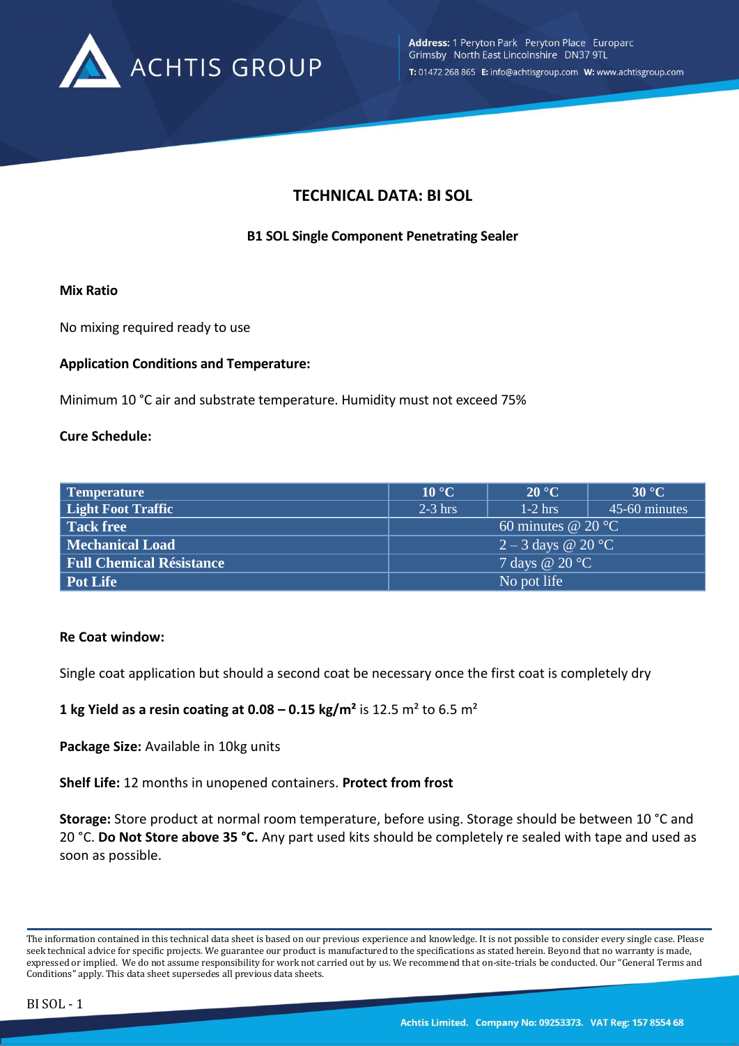# TECHNICAL DATA: BI SOL

**B1 SOL Single Component Penetrating Sealer**

**Mix Ratio**

No mixing required ready to use

**Application Conditions and Temperature:**

Minimum 10 °C air and substrate temperature. Humidity must not exceed 75%

**Cure Schedule:**

| Temperature | 10 °C | 20 °C | 30 °C |
|---|---|---|---|
| Light Foot Traffic | 2-3 hrs | 1-2 hrs | 45-60 minutes |
| Tack free | 60 minutes @ 20 °C | | |
| Mechanical Load | 2 – 3 days @ 20 °C | | |
| Full Chemical Résistance | 7 days @ 20 °C | | |
| Pot Life | No pot life | | |

**Re Coat window:**

Single coat application but should a second coat be necessary once the first coat is completely dry

**1 kg Yield as a resin coating at 0.08 – 0.15 kg/m²** is 12.5 m² to 6.5 m²

**Package Size:** Available in 10kg units

**Shelf Life:** 12 months in unopened containers. **Protect from frost**

**Storage:** Store product at normal room temperature, before using. Storage should be between 10 °C and 20 °C. **Do Not Store above 35 °C.** Any part used kits should be completely re sealed with tape and used as soon as possible.

The information contained in this technical data sheet is based on our previous experience and knowledge. It is not possible to consider every single case. Please seek technical advice for specific projects. We guarantee our product is manufactured to the specifications as stated herein. Beyond that no warranty is made, expressed or implied. We do not assume responsibility for work not carried out by us. We recommend that on-site-trials be conducted. Our "General Terms and Conditions" apply. This data sheet supersedes all previous data sheets.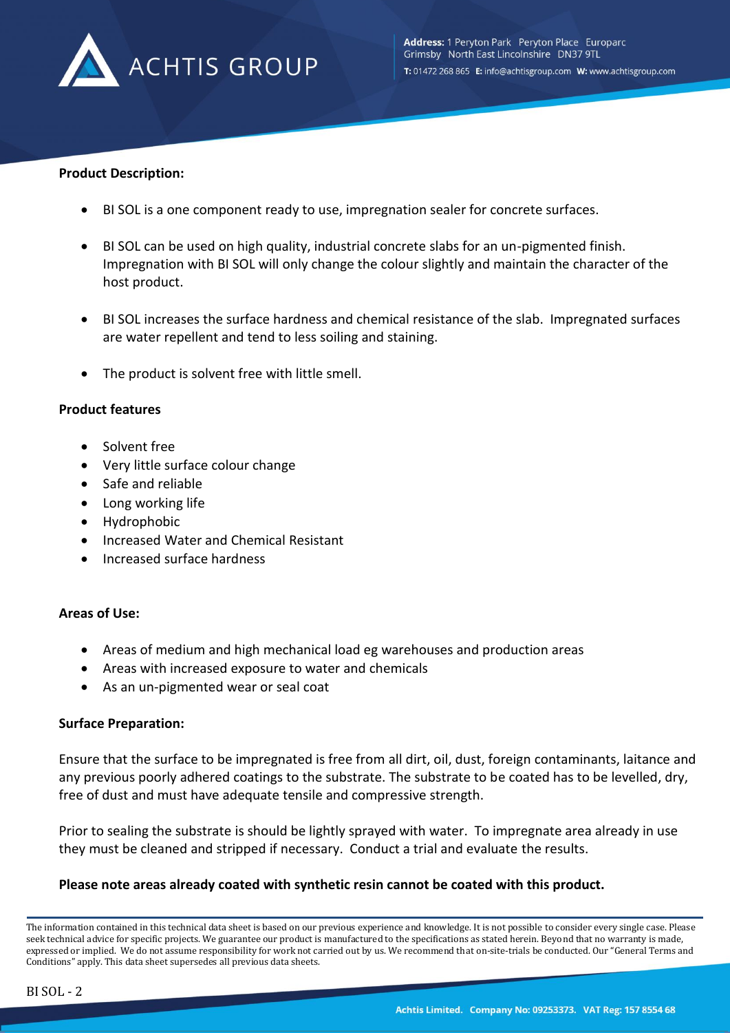**Product Description:**

- BI SOL is a one component ready to use, impregnation sealer for concrete surfaces.
- BI SOL can be used on high quality, industrial concrete slabs for an un-pigmented finish. Impregnation with BI SOL will only change the colour slightly and maintain the character of the host product.
- BI SOL increases the surface hardness and chemical resistance of the slab. Impregnated surfaces are water repellent and tend to less soiling and staining.
- The product is solvent free with little smell.

**Product features**

- Solvent free
- Very little surface colour change
- Safe and reliable
- Long working life
- Hydrophobic
- Increased Water and Chemical Resistant
- Increased surface hardness

**Areas of Use:**

- Areas of medium and high mechanical load eg warehouses and production areas
- Areas with increased exposure to water and chemicals
- As an un-pigmented wear or seal coat

**Surface Preparation:**

Ensure that the surface to be impregnated is free from all dirt, oil, dust, foreign contaminants, laitance and any previous poorly adhered coatings to the substrate. The substrate to be coated has to be levelled, dry, free of dust and must have adequate tensile and compressive strength.

Prior to sealing the substrate is should be lightly sprayed with water. To impregnate area already in use they must be cleaned and stripped if necessary. Conduct a trial and evaluate the results.

**Please note areas already coated with synthetic resin cannot be coated with this product.**

The information contained in this technical data sheet is based on our previous experience and knowledge. It is not possible to consider every single case. Please seek technical advice for specific projects. We guarantee our product is manufactured to the specifications as stated herein. Beyond that no warranty is made, expressed or implied. We do not assume responsibility for work not carried out by us. We recommend that on-site-trials be conducted. Our "General Terms and Conditions" apply. This data sheet supersedes all previous data sheets.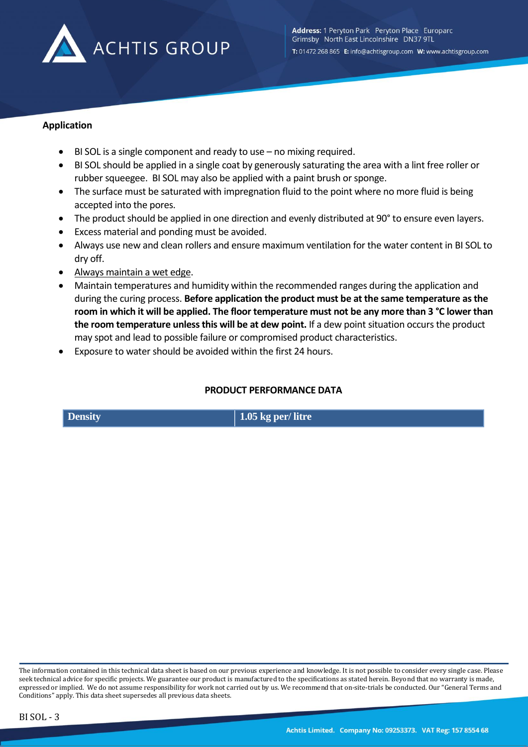## Application

- BI SOL is a single component and ready to use – no mixing required.
- BI SOL should be applied in a single coat by generously saturating the area with a lint free roller or rubber squeegee. BI SOL may also be applied with a paint brush or sponge.
- The surface must be saturated with impregnation fluid to the point where no more fluid is being accepted into the pores.
- The product should be applied in one direction and evenly distributed at 90° to ensure even layers.
- Excess material and ponding must be avoided.
- Always use new and clean rollers and ensure maximum ventilation for the water content in BI SOL to dry off.
- Always maintain a wet edge.
- Maintain temperatures and humidity within the recommended ranges during the application and during the curing process. **Before application the product must be at the same temperature as the room in which it will be applied. The floor temperature must not be any more than 3 °C lower than the room temperature unless this will be at dew point.** If a dew point situation occurs the product may spot and lead to possible failure or compromised product characteristics.
- Exposure to water should be avoided within the first 24 hours.

### PRODUCT PERFORMANCE DATA

| | |
|---|---|
| **Density** | **1.05 kg per/ litre** |

The information contained in this technical data sheet is based on our previous experience and knowledge. It is not possible to consider every single case. Please seek technical advice for specific projects. We guarantee our product is manufactured to the specifications as stated herein. Beyond that no warranty is made, expressed or implied. We do not assume responsibility for work not carried out by us. We recommend that on-site-trials be conducted. Our "General Terms and Conditions" apply. This data sheet supersedes all previous data sheets.